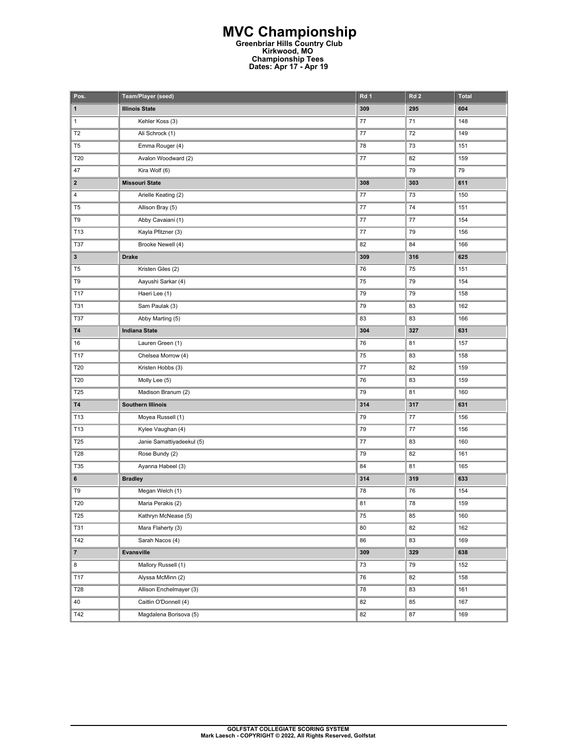# MVC Championship

**Greenbriar Hills Country Club**
**Kirkwood, MO**
**Championship Tees**
**Dates: Apr 17 - Apr 19**

| Pos. | Team/Player (seed) | Rd 1 | Rd 2 | Total |
|---|---|---|---|---|
| **1** | **Illinois State** | **309** | **295** | **604** |
| 1 | Kehler Koss (3) | 77 | 71 | 148 |
| T2 | Ali Schrock (1) | 77 | 72 | 149 |
| T5 | Emma Rouger (4) | 78 | 73 | 151 |
| T20 | Avalon Woodward (2) | 77 | 82 | 159 |
| 47 | Kira Wolf (6) | | 79 | 79 |
| **2** | **Missouri State** | **308** | **303** | **611** |
| 4 | Arielle Keating (2) | 77 | 73 | 150 |
| T5 | Allison Bray (5) | 77 | 74 | 151 |
| T9 | Abby Cavaiani (1) | 77 | 77 | 154 |
| T13 | Kayla Pfitzner (3) | 77 | 79 | 156 |
| T37 | Brooke Newell (4) | 82 | 84 | 166 |
| **3** | **Drake** | **309** | **316** | **625** |
| T5 | Kristen Giles (2) | 76 | 75 | 151 |
| T9 | Aayushi Sarkar (4) | 75 | 79 | 154 |
| T17 | Haeri Lee (1) | 79 | 79 | 158 |
| T31 | Sam Paulak (3) | 79 | 83 | 162 |
| T37 | Abby Marting (5) | 83 | 83 | 166 |
| **T4** | **Indiana State** | **304** | **327** | **631** |
| 16 | Lauren Green (1) | 76 | 81 | 157 |
| T17 | Chelsea Morrow (4) | 75 | 83 | 158 |
| T20 | Kristen Hobbs (3) | 77 | 82 | 159 |
| T20 | Molly Lee (5) | 76 | 83 | 159 |
| T25 | Madison Branum (2) | 79 | 81 | 160 |
| **T4** | **Southern Illinois** | **314** | **317** | **631** |
| T13 | Moyea Russell (1) | 79 | 77 | 156 |
| T13 | Kylee Vaughan (4) | 79 | 77 | 156 |
| T25 | Janie Samattiyadeekul (5) | 77 | 83 | 160 |
| T28 | Rose Bundy (2) | 79 | 82 | 161 |
| T35 | Ayanna Habeel (3) | 84 | 81 | 165 |
| **6** | **Bradley** | **314** | **319** | **633** |
| T9 | Megan Welch (1) | 78 | 76 | 154 |
| T20 | Maria Perakis (2) | 81 | 78 | 159 |
| T25 | Kathryn McNease (5) | 75 | 85 | 160 |
| T31 | Mara Flaherty (3) | 80 | 82 | 162 |
| T42 | Sarah Nacos (4) | 86 | 83 | 169 |
| **7** | **Evansville** | **309** | **329** | **638** |
| 8 | Mallory Russell (1) | 73 | 79 | 152 |
| T17 | Alyssa McMinn (2) | 76 | 82 | 158 |
| T28 | Allison Enchelmayer (3) | 78 | 83 | 161 |
| 40 | Caitlin O'Donnell (4) | 82 | 85 | 167 |
| T42 | Magdalena Borisova (5) | 82 | 87 | 169 |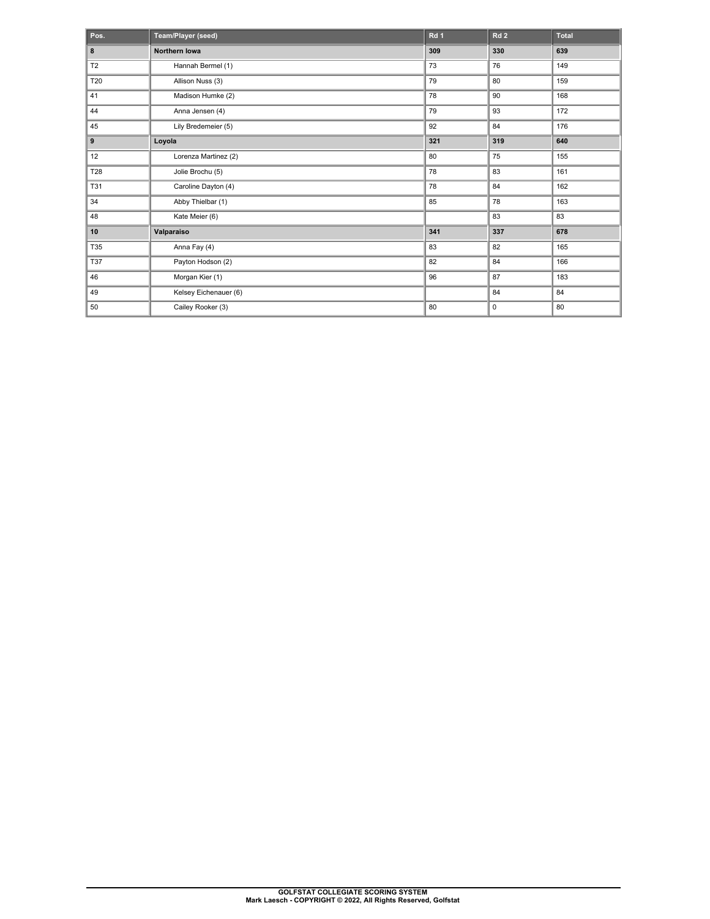| Pos. | Team/Player (seed) | Rd 1 | Rd 2 | Total |
|---|---|---|---|---|
| **8** | **Northern Iowa** | **309** | **330** | **639** |
| T2 | Hannah Bermel (1) | 73 | 76 | 149 |
| T20 | Allison Nuss (3) | 79 | 80 | 159 |
| 41 | Madison Humke (2) | 78 | 90 | 168 |
| 44 | Anna Jensen (4) | 79 | 93 | 172 |
| 45 | Lily Bredemeier (5) | 92 | 84 | 176 |
| **9** | **Loyola** | **321** | **319** | **640** |
| 12 | Lorenza Martinez (2) | 80 | 75 | 155 |
| T28 | Jolie Brochu (5) | 78 | 83 | 161 |
| T31 | Caroline Dayton (4) | 78 | 84 | 162 |
| 34 | Abby Thielbar (1) | 85 | 78 | 163 |
| 48 | Kate Meier (6) | | 83 | 83 |
| **10** | **Valparaiso** | **341** | **337** | **678** |
| T35 | Anna Fay (4) | 83 | 82 | 165 |
| T37 | Payton Hodson (2) | 82 | 84 | 166 |
| 46 | Morgan Kier (1) | 96 | 87 | 183 |
| 49 | Kelsey Eichenauer (6) | | 84 | 84 |
| 50 | Cailey Rooker (3) | 80 | 0 | 80 |

**GOLFSTAT COLLEGIATE SCORING SYSTEM**
**Mark Laesch - COPYRIGHT © 2022, All Rights Reserved, Golfstat**